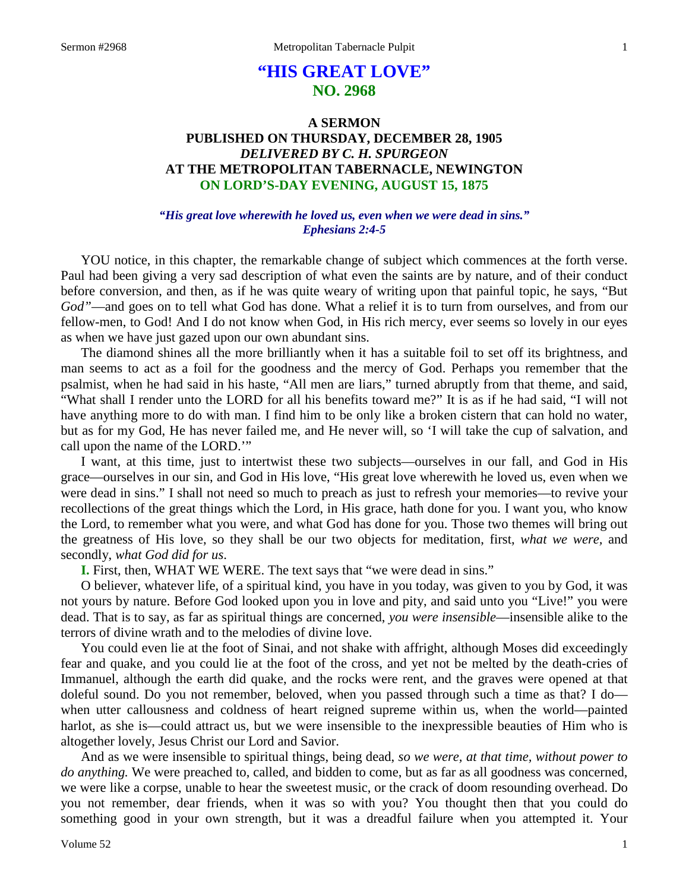# "HIS GREAT LOVE"
## NO. 2968

### A SERMON
### PUBLISHED ON THURSDAY, DECEMBER 28, 1905
### *DELIVERED BY C. H. SPURGEON*
### AT THE METROPOLITAN TABERNACLE, NEWINGTON
### ON LORD'S-DAY EVENING, AUGUST 15, 1875

***"His great love wherewith he loved us, even when we were dead in sins." Ephesians 2:4-5***

YOU notice, in this chapter, the remarkable change of subject which commences at the forth verse. Paul had been giving a very sad description of what even the saints are by nature, and of their conduct before conversion, and then, as if he was quite weary of writing upon that painful topic, he says, "But *God"*—and goes on to tell what God has done. What a relief it is to turn from ourselves, and from our fellow-men, to God! And I do not know when God, in His rich mercy, ever seems so lovely in our eyes as when we have just gazed upon our own abundant sins.

The diamond shines all the more brilliantly when it has a suitable foil to set off its brightness, and man seems to act as a foil for the goodness and the mercy of God. Perhaps you remember that the psalmist, when he had said in his haste, "All men are liars," turned abruptly from that theme, and said, "What shall I render unto the LORD for all his benefits toward me?" It is as if he had said, "I will not have anything more to do with man. I find him to be only like a broken cistern that can hold no water, but as for my God, He has never failed me, and He never will, so 'I will take the cup of salvation, and call upon the name of the LORD.'"

I want, at this time, just to intertwist these two subjects—ourselves in our fall, and God in His grace—ourselves in our sin, and God in His love, "His great love wherewith he loved us, even when we were dead in sins." I shall not need so much to preach as just to refresh your memories—to revive your recollections of the great things which the Lord, in His grace, hath done for you. I want you, who know the Lord, to remember what you were, and what God has done for you. Those two themes will bring out the greatness of His love, so they shall be our two objects for meditation, first, *what we were,* and secondly, *what God did for us*.

**I.** First, then, WHAT WE WERE. The text says that "we were dead in sins."

O believer, whatever life, of a spiritual kind, you have in you today, was given to you by God, it was not yours by nature. Before God looked upon you in love and pity, and said unto you "Live!" you were dead. That is to say, as far as spiritual things are concerned, *you were insensible*—insensible alike to the terrors of divine wrath and to the melodies of divine love.

You could even lie at the foot of Sinai, and not shake with affright, although Moses did exceedingly fear and quake, and you could lie at the foot of the cross, and yet not be melted by the death-cries of Immanuel, although the earth did quake, and the rocks were rent, and the graves were opened at that doleful sound. Do you not remember, beloved, when you passed through such a time as that? I do—when utter callousness and coldness of heart reigned supreme within us, when the world—painted harlot, as she is—could attract us, but we were insensible to the inexpressible beauties of Him who is altogether lovely, Jesus Christ our Lord and Savior.

And as we were insensible to spiritual things, being dead, *so we were, at that time, without power to do anything.* We were preached to, called, and bidden to come, but as far as all goodness was concerned, we were like a corpse, unable to hear the sweetest music, or the crack of doom resounding overhead. Do you not remember, dear friends, when it was so with you? You thought then that you could do something good in your own strength, but it was a dreadful failure when you attempted it. Your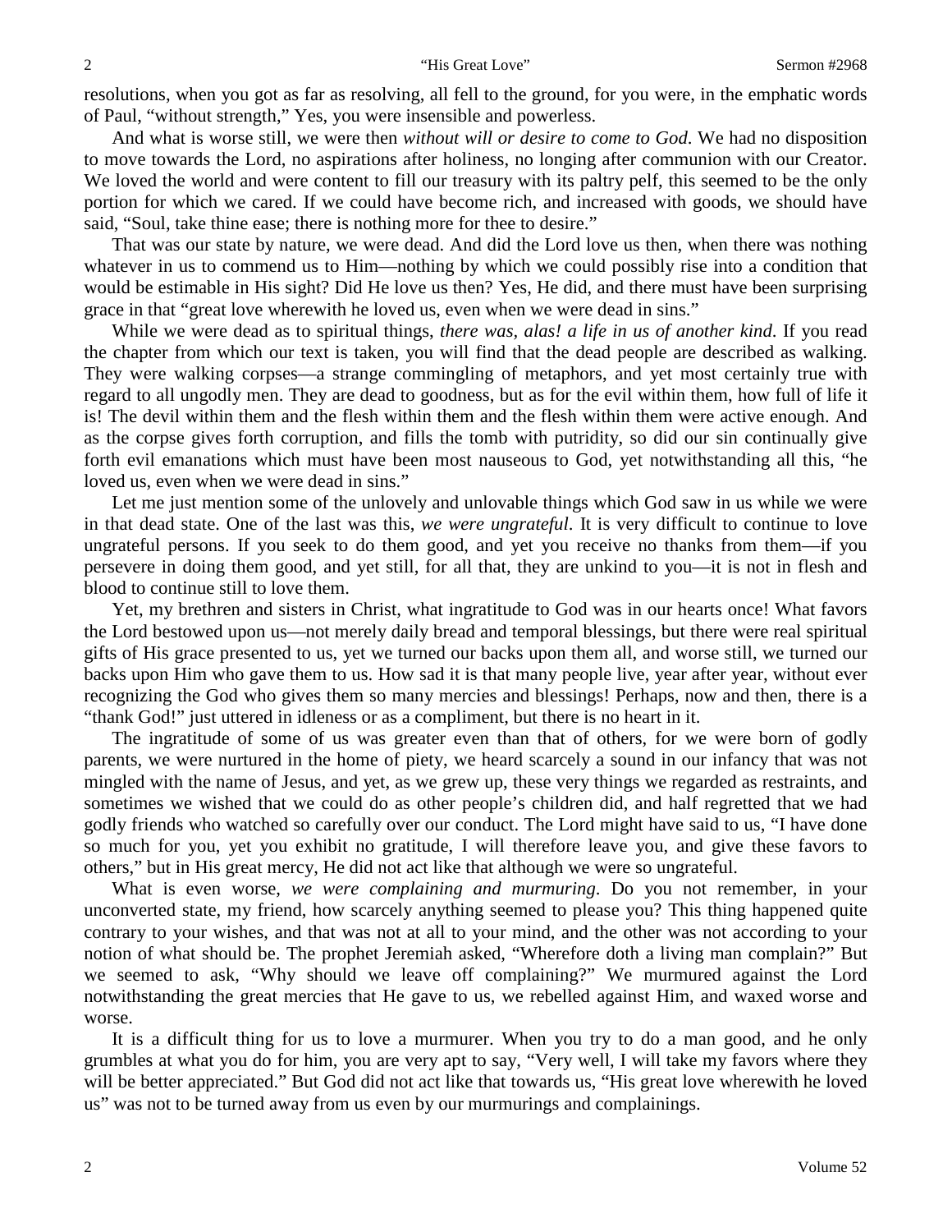resolutions, when you got as far as resolving, all fell to the ground, for you were, in the emphatic words of Paul, "without strength," Yes, you were insensible and powerless.

And what is worse still, we were then *without will or desire to come to God*. We had no disposition to move towards the Lord, no aspirations after holiness, no longing after communion with our Creator. We loved the world and were content to fill our treasury with its paltry pelf, this seemed to be the only portion for which we cared. If we could have become rich, and increased with goods, we should have said, "Soul, take thine ease; there is nothing more for thee to desire."

That was our state by nature, we were dead. And did the Lord love us then, when there was nothing whatever in us to commend us to Him—nothing by which we could possibly rise into a condition that would be estimable in His sight? Did He love us then? Yes, He did, and there must have been surprising grace in that "great love wherewith he loved us, even when we were dead in sins."

While we were dead as to spiritual things, *there was, alas! a life in us of another kind*. If you read the chapter from which our text is taken, you will find that the dead people are described as walking. They were walking corpses—a strange commingling of metaphors, and yet most certainly true with regard to all ungodly men. They are dead to goodness, but as for the evil within them, how full of life it is! The devil within them and the flesh within them and the flesh within them were active enough. And as the corpse gives forth corruption, and fills the tomb with putridity, so did our sin continually give forth evil emanations which must have been most nauseous to God, yet notwithstanding all this, "he loved us, even when we were dead in sins."

Let me just mention some of the unlovely and unlovable things which God saw in us while we were in that dead state. One of the last was this, *we were ungrateful*. It is very difficult to continue to love ungrateful persons. If you seek to do them good, and yet you receive no thanks from them—if you persevere in doing them good, and yet still, for all that, they are unkind to you—it is not in flesh and blood to continue still to love them.

Yet, my brethren and sisters in Christ, what ingratitude to God was in our hearts once! What favors the Lord bestowed upon us—not merely daily bread and temporal blessings, but there were real spiritual gifts of His grace presented to us, yet we turned our backs upon them all, and worse still, we turned our backs upon Him who gave them to us. How sad it is that many people live, year after year, without ever recognizing the God who gives them so many mercies and blessings! Perhaps, now and then, there is a "thank God!" just uttered in idleness or as a compliment, but there is no heart in it.

The ingratitude of some of us was greater even than that of others, for we were born of godly parents, we were nurtured in the home of piety, we heard scarcely a sound in our infancy that was not mingled with the name of Jesus, and yet, as we grew up, these very things we regarded as restraints, and sometimes we wished that we could do as other people's children did, and half regretted that we had godly friends who watched so carefully over our conduct. The Lord might have said to us, "I have done so much for you, yet you exhibit no gratitude, I will therefore leave you, and give these favors to others," but in His great mercy, He did not act like that although we were so ungrateful.

What is even worse, *we were complaining and murmuring*. Do you not remember, in your unconverted state, my friend, how scarcely anything seemed to please you? This thing happened quite contrary to your wishes, and that was not at all to your mind, and the other was not according to your notion of what should be. The prophet Jeremiah asked, "Wherefore doth a living man complain?" But we seemed to ask, "Why should we leave off complaining?" We murmured against the Lord notwithstanding the great mercies that He gave to us, we rebelled against Him, and waxed worse and worse.

It is a difficult thing for us to love a murmurer. When you try to do a man good, and he only grumbles at what you do for him, you are very apt to say, "Very well, I will take my favors where they will be better appreciated." But God did not act like that towards us, "His great love wherewith he loved us" was not to be turned away from us even by our murmurings and complainings.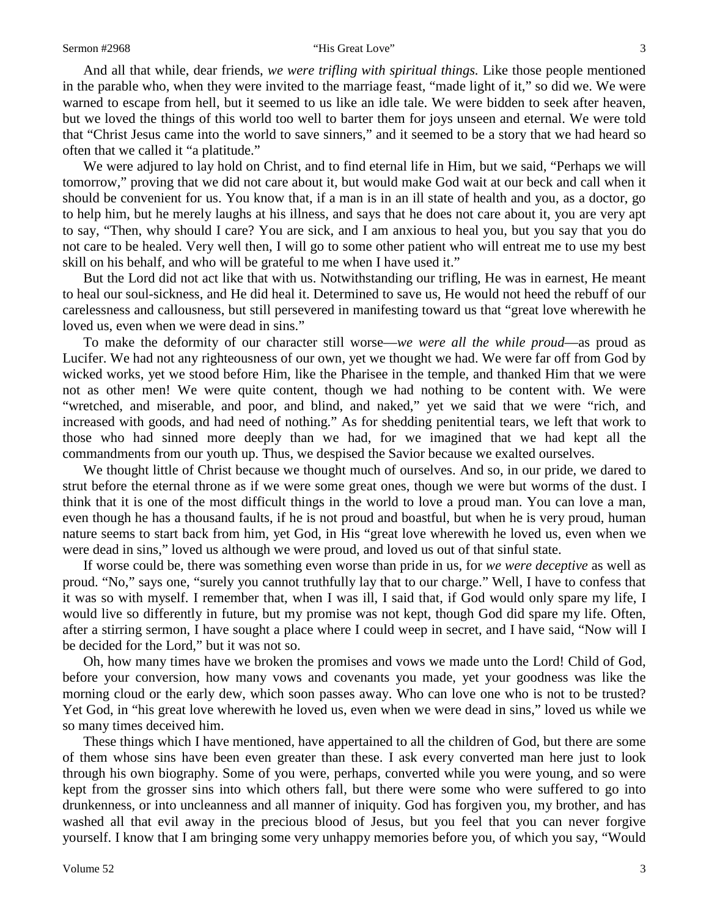And all that while, dear friends, *we were trifling with spiritual things.* Like those people mentioned in the parable who, when they were invited to the marriage feast, "made light of it," so did we. We were warned to escape from hell, but it seemed to us like an idle tale. We were bidden to seek after heaven, but we loved the things of this world too well to barter them for joys unseen and eternal. We were told that "Christ Jesus came into the world to save sinners," and it seemed to be a story that we had heard so often that we called it "a platitude."

We were adjured to lay hold on Christ, and to find eternal life in Him, but we said, "Perhaps we will tomorrow," proving that we did not care about it, but would make God wait at our beck and call when it should be convenient for us. You know that, if a man is in an ill state of health and you, as a doctor, go to help him, but he merely laughs at his illness, and says that he does not care about it, you are very apt to say, "Then, why should I care? You are sick, and I am anxious to heal you, but you say that you do not care to be healed. Very well then, I will go to some other patient who will entreat me to use my best skill on his behalf, and who will be grateful to me when I have used it."

But the Lord did not act like that with us. Notwithstanding our trifling, He was in earnest, He meant to heal our soul-sickness, and He did heal it. Determined to save us, He would not heed the rebuff of our carelessness and callousness, but still persevered in manifesting toward us that "great love wherewith he loved us, even when we were dead in sins."

To make the deformity of our character still worse—*we were all the while proud*—as proud as Lucifer. We had not any righteousness of our own, yet we thought we had. We were far off from God by wicked works, yet we stood before Him, like the Pharisee in the temple, and thanked Him that we were not as other men! We were quite content, though we had nothing to be content with. We were "wretched, and miserable, and poor, and blind, and naked," yet we said that we were "rich, and increased with goods, and had need of nothing." As for shedding penitential tears, we left that work to those who had sinned more deeply than we had, for we imagined that we had kept all the commandments from our youth up. Thus, we despised the Savior because we exalted ourselves.

We thought little of Christ because we thought much of ourselves. And so, in our pride, we dared to strut before the eternal throne as if we were some great ones, though we were but worms of the dust. I think that it is one of the most difficult things in the world to love a proud man. You can love a man, even though he has a thousand faults, if he is not proud and boastful, but when he is very proud, human nature seems to start back from him, yet God, in His "great love wherewith he loved us, even when we were dead in sins," loved us although we were proud, and loved us out of that sinful state.

If worse could be, there was something even worse than pride in us, for *we were deceptive* as well as proud. "No," says one, "surely you cannot truthfully lay that to our charge." Well, I have to confess that it was so with myself. I remember that, when I was ill, I said that, if God would only spare my life, I would live so differently in future, but my promise was not kept, though God did spare my life. Often, after a stirring sermon, I have sought a place where I could weep in secret, and I have said, "Now will I be decided for the Lord," but it was not so.

Oh, how many times have we broken the promises and vows we made unto the Lord! Child of God, before your conversion, how many vows and covenants you made, yet your goodness was like the morning cloud or the early dew, which soon passes away. Who can love one who is not to be trusted? Yet God, in "his great love wherewith he loved us, even when we were dead in sins," loved us while we so many times deceived him.

These things which I have mentioned, have appertained to all the children of God, but there are some of them whose sins have been even greater than these. I ask every converted man here just to look through his own biography. Some of you were, perhaps, converted while you were young, and so were kept from the grosser sins into which others fall, but there were some who were suffered to go into drunkenness, or into uncleanness and all manner of iniquity. God has forgiven you, my brother, and has washed all that evil away in the precious blood of Jesus, but you feel that you can never forgive yourself. I know that I am bringing some very unhappy memories before you, of which you say, "Would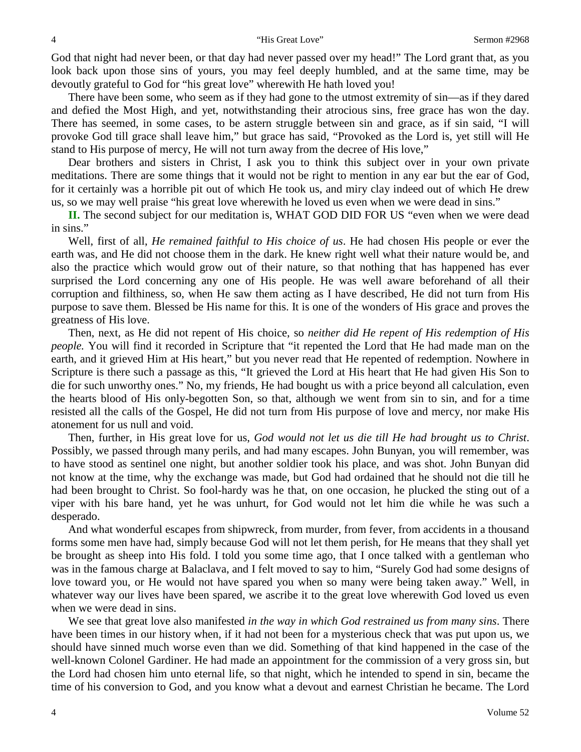God that night had never been, or that day had never passed over my head!" The Lord grant that, as you look back upon those sins of yours, you may feel deeply humbled, and at the same time, may be devoutly grateful to God for "his great love" wherewith He hath loved you!

There have been some, who seem as if they had gone to the utmost extremity of sin—as if they dared and defied the Most High, and yet, notwithstanding their atrocious sins, free grace has won the day. There has seemed, in some cases, to be astern struggle between sin and grace, as if sin said, "I will provoke God till grace shall leave him," but grace has said, "Provoked as the Lord is, yet still will He stand to His purpose of mercy, He will not turn away from the decree of His love,"

Dear brothers and sisters in Christ, I ask you to think this subject over in your own private meditations. There are some things that it would not be right to mention in any ear but the ear of God, for it certainly was a horrible pit out of which He took us, and miry clay indeed out of which He drew us, so we may well praise "his great love wherewith he loved us even when we were dead in sins."

**II.** The second subject for our meditation is, WHAT GOD DID FOR US "even when we were dead in sins."

Well, first of all, *He remained faithful to His choice of us*. He had chosen His people or ever the earth was, and He did not choose them in the dark. He knew right well what their nature would be, and also the practice which would grow out of their nature, so that nothing that has happened has ever surprised the Lord concerning any one of His people. He was well aware beforehand of all their corruption and filthiness, so, when He saw them acting as I have described, He did not turn from His purpose to save them. Blessed be His name for this. It is one of the wonders of His grace and proves the greatness of His love.

Then, next, as He did not repent of His choice, so *neither did He repent of His redemption of His people.* You will find it recorded in Scripture that "it repented the Lord that He had made man on the earth, and it grieved Him at His heart," but you never read that He repented of redemption. Nowhere in Scripture is there such a passage as this, "It grieved the Lord at His heart that He had given His Son to die for such unworthy ones." No, my friends, He had bought us with a price beyond all calculation, even the hearts blood of His only-begotten Son, so that, although we went from sin to sin, and for a time resisted all the calls of the Gospel, He did not turn from His purpose of love and mercy, nor make His atonement for us null and void.

Then, further, in His great love for us, *God would not let us die till He had brought us to Christ*. Possibly, we passed through many perils, and had many escapes. John Bunyan, you will remember, was to have stood as sentinel one night, but another soldier took his place, and was shot. John Bunyan did not know at the time, why the exchange was made, but God had ordained that he should not die till he had been brought to Christ. So fool-hardy was he that, on one occasion, he plucked the sting out of a viper with his bare hand, yet he was unhurt, for God would not let him die while he was such a desperado.

And what wonderful escapes from shipwreck, from murder, from fever, from accidents in a thousand forms some men have had, simply because God will not let them perish, for He means that they shall yet be brought as sheep into His fold. I told you some time ago, that I once talked with a gentleman who was in the famous charge at Balaclava, and I felt moved to say to him, "Surely God had some designs of love toward you, or He would not have spared you when so many were being taken away." Well, in whatever way our lives have been spared, we ascribe it to the great love wherewith God loved us even when we were dead in sins.

We see that great love also manifested *in the way in which God restrained us from many sins*. There have been times in our history when, if it had not been for a mysterious check that was put upon us, we should have sinned much worse even than we did. Something of that kind happened in the case of the well-known Colonel Gardiner. He had made an appointment for the commission of a very gross sin, but the Lord had chosen him unto eternal life, so that night, which he intended to spend in sin, became the time of his conversion to God, and you know what a devout and earnest Christian he became. The Lord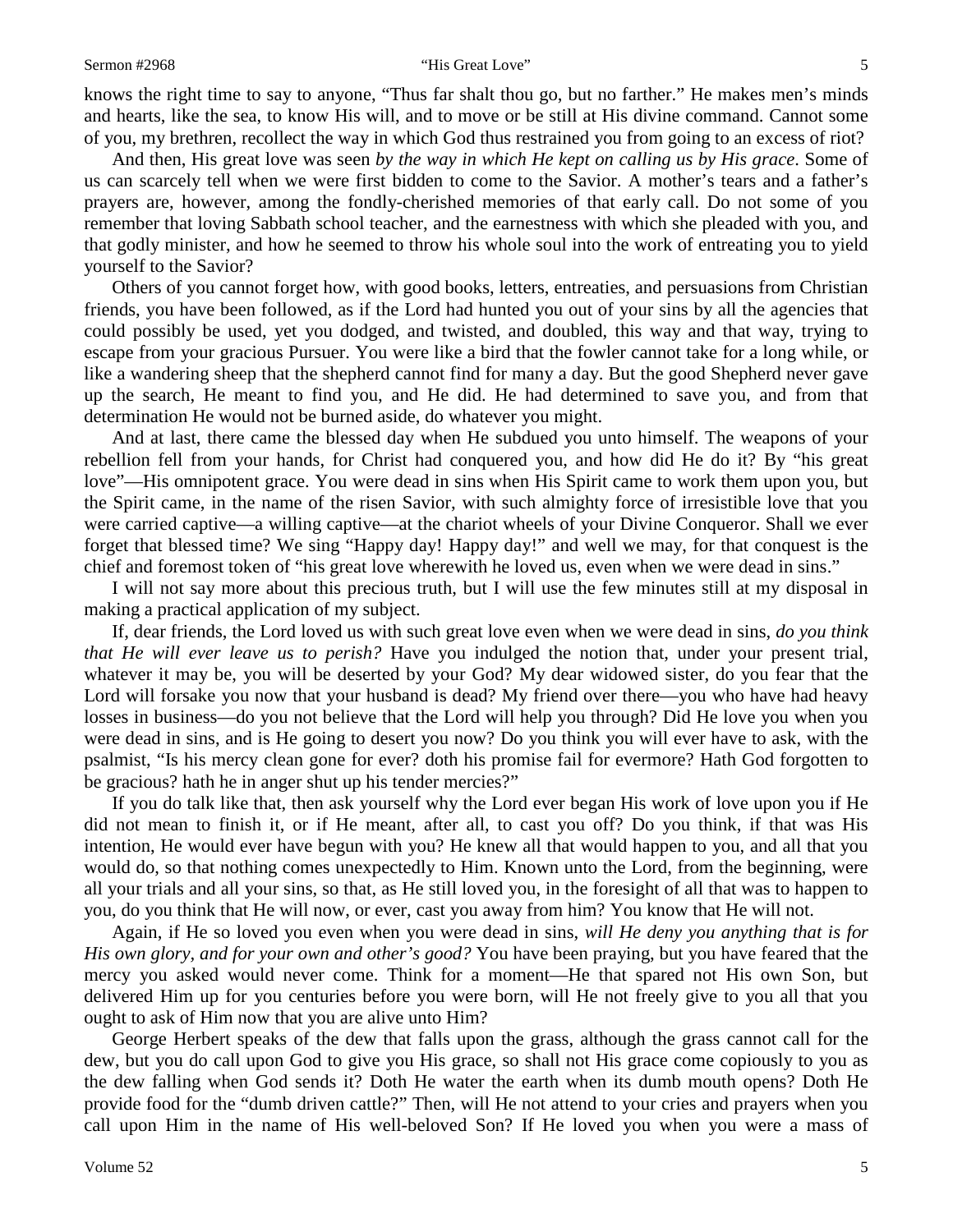knows the right time to say to anyone, "Thus far shalt thou go, but no farther." He makes men's minds and hearts, like the sea, to know His will, and to move or be still at His divine command. Cannot some of you, my brethren, recollect the way in which God thus restrained you from going to an excess of riot?

And then, His great love was seen *by the way in which He kept on calling us by His grace*. Some of us can scarcely tell when we were first bidden to come to the Savior. A mother's tears and a father's prayers are, however, among the fondly-cherished memories of that early call. Do not some of you remember that loving Sabbath school teacher, and the earnestness with which she pleaded with you, and that godly minister, and how he seemed to throw his whole soul into the work of entreating you to yield yourself to the Savior?

Others of you cannot forget how, with good books, letters, entreaties, and persuasions from Christian friends, you have been followed, as if the Lord had hunted you out of your sins by all the agencies that could possibly be used, yet you dodged, and twisted, and doubled, this way and that way, trying to escape from your gracious Pursuer. You were like a bird that the fowler cannot take for a long while, or like a wandering sheep that the shepherd cannot find for many a day. But the good Shepherd never gave up the search, He meant to find you, and He did. He had determined to save you, and from that determination He would not be burned aside, do whatever you might.

And at last, there came the blessed day when He subdued you unto himself. The weapons of your rebellion fell from your hands, for Christ had conquered you, and how did He do it? By "his great love"—His omnipotent grace. You were dead in sins when His Spirit came to work them upon you, but the Spirit came, in the name of the risen Savior, with such almighty force of irresistible love that you were carried captive—a willing captive—at the chariot wheels of your Divine Conqueror. Shall we ever forget that blessed time? We sing "Happy day! Happy day!" and well we may, for that conquest is the chief and foremost token of "his great love wherewith he loved us, even when we were dead in sins."

I will not say more about this precious truth, but I will use the few minutes still at my disposal in making a practical application of my subject.

If, dear friends, the Lord loved us with such great love even when we were dead in sins, *do you think that He will ever leave us to perish?* Have you indulged the notion that, under your present trial, whatever it may be, you will be deserted by your God? My dear widowed sister, do you fear that the Lord will forsake you now that your husband is dead? My friend over there—you who have had heavy losses in business—do you not believe that the Lord will help you through? Did He love you when you were dead in sins, and is He going to desert you now? Do you think you will ever have to ask, with the psalmist, "Is his mercy clean gone for ever? doth his promise fail for evermore? Hath God forgotten to be gracious? hath he in anger shut up his tender mercies?"

If you do talk like that, then ask yourself why the Lord ever began His work of love upon you if He did not mean to finish it, or if He meant, after all, to cast you off? Do you think, if that was His intention, He would ever have begun with you? He knew all that would happen to you, and all that you would do, so that nothing comes unexpectedly to Him. Known unto the Lord, from the beginning, were all your trials and all your sins, so that, as He still loved you, in the foresight of all that was to happen to you, do you think that He will now, or ever, cast you away from him? You know that He will not.

Again, if He so loved you even when you were dead in sins, *will He deny you anything that is for His own glory, and for your own and other's good?* You have been praying, but you have feared that the mercy you asked would never come. Think for a moment—He that spared not His own Son, but delivered Him up for you centuries before you were born, will He not freely give to you all that you ought to ask of Him now that you are alive unto Him?

George Herbert speaks of the dew that falls upon the grass, although the grass cannot call for the dew, but you do call upon God to give you His grace, so shall not His grace come copiously to you as the dew falling when God sends it? Doth He water the earth when its dumb mouth opens? Doth He provide food for the "dumb driven cattle?" Then, will He not attend to your cries and prayers when you call upon Him in the name of His well-beloved Son? If He loved you when you were a mass of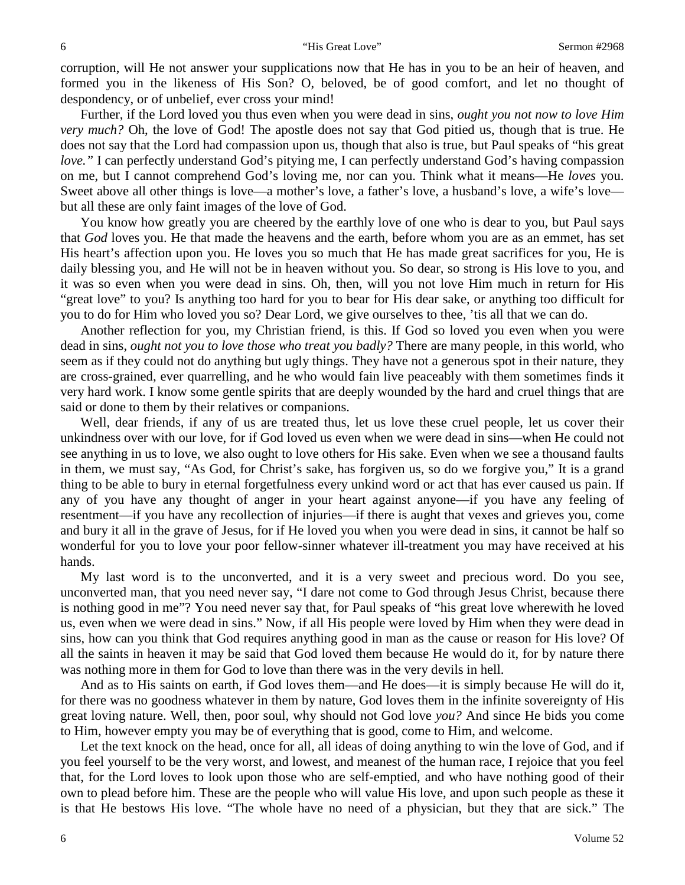corruption, will He not answer your supplications now that He has in you to be an heir of heaven, and formed you in the likeness of His Son? O, beloved, be of good comfort, and let no thought of despondency, or of unbelief, ever cross your mind!

Further, if the Lord loved you thus even when you were dead in sins, *ought you not now to love Him very much?* Oh, the love of God! The apostle does not say that God pitied us, though that is true. He does not say that the Lord had compassion upon us, though that also is true, but Paul speaks of "his great *love."* I can perfectly understand God's pitying me, I can perfectly understand God's having compassion on me, but I cannot comprehend God's loving me, nor can you. Think what it means—He *loves* you. Sweet above all other things is love—a mother's love, a father's love, a husband's love, a wife's love—but all these are only faint images of the love of God.

You know how greatly you are cheered by the earthly love of one who is dear to you, but Paul says that *God* loves you. He that made the heavens and the earth, before whom you are as an emmet, has set His heart's affection upon you. He loves you so much that He has made great sacrifices for you, He is daily blessing you, and He will not be in heaven without you. So dear, so strong is His love to you, and it was so even when you were dead in sins. Oh, then, will you not love Him much in return for His "great love" to you? Is anything too hard for you to bear for His dear sake, or anything too difficult for you to do for Him who loved you so? Dear Lord, we give ourselves to thee, 'tis all that we can do.

Another reflection for you, my Christian friend, is this. If God so loved you even when you were dead in sins, *ought not you to love those who treat you badly?* There are many people, in this world, who seem as if they could not do anything but ugly things. They have not a generous spot in their nature, they are cross-grained, ever quarrelling, and he who would fain live peaceably with them sometimes finds it very hard work. I know some gentle spirits that are deeply wounded by the hard and cruel things that are said or done to them by their relatives or companions.

Well, dear friends, if any of us are treated thus, let us love these cruel people, let us cover their unkindness over with our love, for if God loved us even when we were dead in sins—when He could not see anything in us to love, we also ought to love others for His sake. Even when we see a thousand faults in them, we must say, "As God, for Christ's sake, has forgiven us, so do we forgive you," It is a grand thing to be able to bury in eternal forgetfulness every unkind word or act that has ever caused us pain. If any of you have any thought of anger in your heart against anyone—if you have any feeling of resentment—if you have any recollection of injuries—if there is aught that vexes and grieves you, come and bury it all in the grave of Jesus, for if He loved you when you were dead in sins, it cannot be half so wonderful for you to love your poor fellow-sinner whatever ill-treatment you may have received at his hands.

My last word is to the unconverted, and it is a very sweet and precious word. Do you see, unconverted man, that you need never say, "I dare not come to God through Jesus Christ, because there is nothing good in me"? You need never say that, for Paul speaks of "his great love wherewith he loved us, even when we were dead in sins." Now, if all His people were loved by Him when they were dead in sins, how can you think that God requires anything good in man as the cause or reason for His love? Of all the saints in heaven it may be said that God loved them because He would do it, for by nature there was nothing more in them for God to love than there was in the very devils in hell.

And as to His saints on earth, if God loves them—and He does—it is simply because He will do it, for there was no goodness whatever in them by nature, God loves them in the infinite sovereignty of His great loving nature. Well, then, poor soul, why should not God love *you?* And since He bids you come to Him, however empty you may be of everything that is good, come to Him, and welcome.

Let the text knock on the head, once for all, all ideas of doing anything to win the love of God, and if you feel yourself to be the very worst, and lowest, and meanest of the human race, I rejoice that you feel that, for the Lord loves to look upon those who are self-emptied, and who have nothing good of their own to plead before him. These are the people who will value His love, and upon such people as these it is that He bestows His love. "The whole have no need of a physician, but they that are sick." The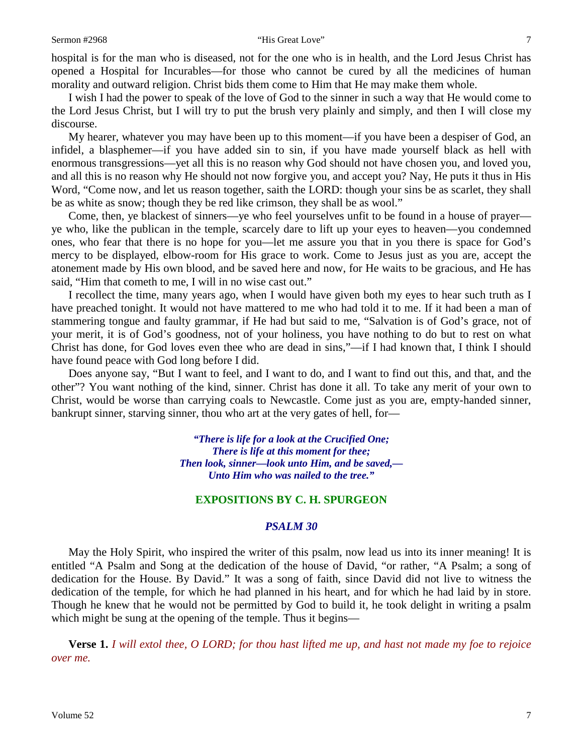hospital is for the man who is diseased, not for the one who is in health, and the Lord Jesus Christ has opened a Hospital for Incurables—for those who cannot be cured by all the medicines of human morality and outward religion. Christ bids them come to Him that He may make them whole.

I wish I had the power to speak of the love of God to the sinner in such a way that He would come to the Lord Jesus Christ, but I will try to put the brush very plainly and simply, and then I will close my discourse.

My hearer, whatever you may have been up to this moment—if you have been a despiser of God, an infidel, a blasphemer—if you have added sin to sin, if you have made yourself black as hell with enormous transgressions—yet all this is no reason why God should not have chosen you, and loved you, and all this is no reason why He should not now forgive you, and accept you? Nay, He puts it thus in His Word, "Come now, and let us reason together, saith the LORD: though your sins be as scarlet, they shall be as white as snow; though they be red like crimson, they shall be as wool."

Come, then, ye blackest of sinners—ye who feel yourselves unfit to be found in a house of prayer—ye who, like the publican in the temple, scarcely dare to lift up your eyes to heaven—you condemned ones, who fear that there is no hope for you—let me assure you that in you there is space for God's mercy to be displayed, elbow-room for His grace to work. Come to Jesus just as you are, accept the atonement made by His own blood, and be saved here and now, for He waits to be gracious, and He has said, "Him that cometh to me, I will in no wise cast out."

I recollect the time, many years ago, when I would have given both my eyes to hear such truth as I have preached tonight. It would not have mattered to me who had told it to me. If it had been a man of stammering tongue and faulty grammar, if He had but said to me, "Salvation is of God's grace, not of your merit, it is of God's goodness, not of your holiness, you have nothing to do but to rest on what Christ has done, for God loves even thee who are dead in sins,"—if I had known that, I think I should have found peace with God long before I did.

Does anyone say, "But I want to feel, and I want to do, and I want to find out this, and that, and the other"? You want nothing of the kind, sinner. Christ has done it all. To take any merit of your own to Christ, would be worse than carrying coals to Newcastle. Come just as you are, empty-handed sinner, bankrupt sinner, starving sinner, thou who art at the very gates of hell, for—

> ***"There is life for a look at the Crucified One;***
> ***There is life at this moment for thee;***
> ***Then look, sinner—look unto Him, and be saved,—***
> ***Unto Him who was nailed to the tree."***

## EXPOSITIONS BY C. H. SPURGEON

### *PSALM 30*

May the Holy Spirit, who inspired the writer of this psalm, now lead us into its inner meaning! It is entitled "A Psalm and Song at the dedication of the house of David, "or rather, "A Psalm; a song of dedication for the House. By David." It was a song of faith, since David did not live to witness the dedication of the temple, for which he had planned in his heart, and for which he had laid by in store. Though he knew that he would not be permitted by God to build it, he took delight in writing a psalm which might be sung at the opening of the temple. Thus it begins—

**Verse 1.** *I will extol thee, O LORD; for thou hast lifted me up, and hast not made my foe to rejoice over me.*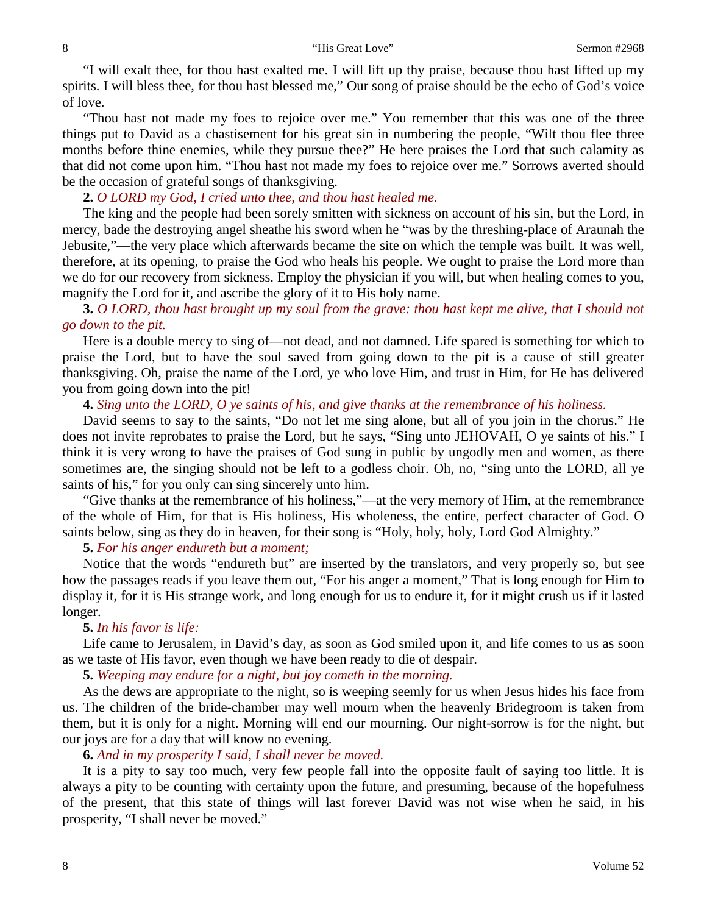"I will exalt thee, for thou hast exalted me. I will lift up thy praise, because thou hast lifted up my spirits. I will bless thee, for thou hast blessed me," Our song of praise should be the echo of God's voice of love.

"Thou hast not made my foes to rejoice over me." You remember that this was one of the three things put to David as a chastisement for his great sin in numbering the people, "Wilt thou flee three months before thine enemies, while they pursue thee?" He here praises the Lord that such calamity as that did not come upon him. "Thou hast not made my foes to rejoice over me." Sorrows averted should be the occasion of grateful songs of thanksgiving.

**2.** *O LORD my God, I cried unto thee, and thou hast healed me.*

The king and the people had been sorely smitten with sickness on account of his sin, but the Lord, in mercy, bade the destroying angel sheathe his sword when he "was by the threshing-place of Araunah the Jebusite,"—the very place which afterwards became the site on which the temple was built. It was well, therefore, at its opening, to praise the God who heals his people. We ought to praise the Lord more than we do for our recovery from sickness. Employ the physician if you will, but when healing comes to you, magnify the Lord for it, and ascribe the glory of it to His holy name.

**3.** *O LORD, thou hast brought up my soul from the grave: thou hast kept me alive, that I should not go down to the pit.*

Here is a double mercy to sing of—not dead, and not damned. Life spared is something for which to praise the Lord, but to have the soul saved from going down to the pit is a cause of still greater thanksgiving. Oh, praise the name of the Lord, ye who love Him, and trust in Him, for He has delivered you from going down into the pit!

**4.** *Sing unto the LORD, O ye saints of his, and give thanks at the remembrance of his holiness.*

David seems to say to the saints, "Do not let me sing alone, but all of you join in the chorus." He does not invite reprobates to praise the Lord, but he says, "Sing unto JEHOVAH, O ye saints of his." I think it is very wrong to have the praises of God sung in public by ungodly men and women, as there sometimes are, the singing should not be left to a godless choir. Oh, no, "sing unto the LORD, all ye saints of his," for you only can sing sincerely unto him.

"Give thanks at the remembrance of his holiness,"—at the very memory of Him, at the remembrance of the whole of Him, for that is His holiness, His wholeness, the entire, perfect character of God. O saints below, sing as they do in heaven, for their song is "Holy, holy, holy, Lord God Almighty."

**5.** *For his anger endureth but a moment;*

Notice that the words "endureth but" are inserted by the translators, and very properly so, but see how the passages reads if you leave them out, "For his anger a moment," That is long enough for Him to display it, for it is His strange work, and long enough for us to endure it, for it might crush us if it lasted longer.

**5.** *In his favor is life:*

Life came to Jerusalem, in David's day, as soon as God smiled upon it, and life comes to us as soon as we taste of His favor, even though we have been ready to die of despair.

**5.** *Weeping may endure for a night, but joy cometh in the morning.*

As the dews are appropriate to the night, so is weeping seemly for us when Jesus hides his face from us. The children of the bride-chamber may well mourn when the heavenly Bridegroom is taken from them, but it is only for a night. Morning will end our mourning. Our night-sorrow is for the night, but our joys are for a day that will know no evening.

**6.** *And in my prosperity I said, I shall never be moved.*

It is a pity to say too much, very few people fall into the opposite fault of saying too little. It is always a pity to be counting with certainty upon the future, and presuming, because of the hopefulness of the present, that this state of things will last forever David was not wise when he said, in his prosperity, "I shall never be moved."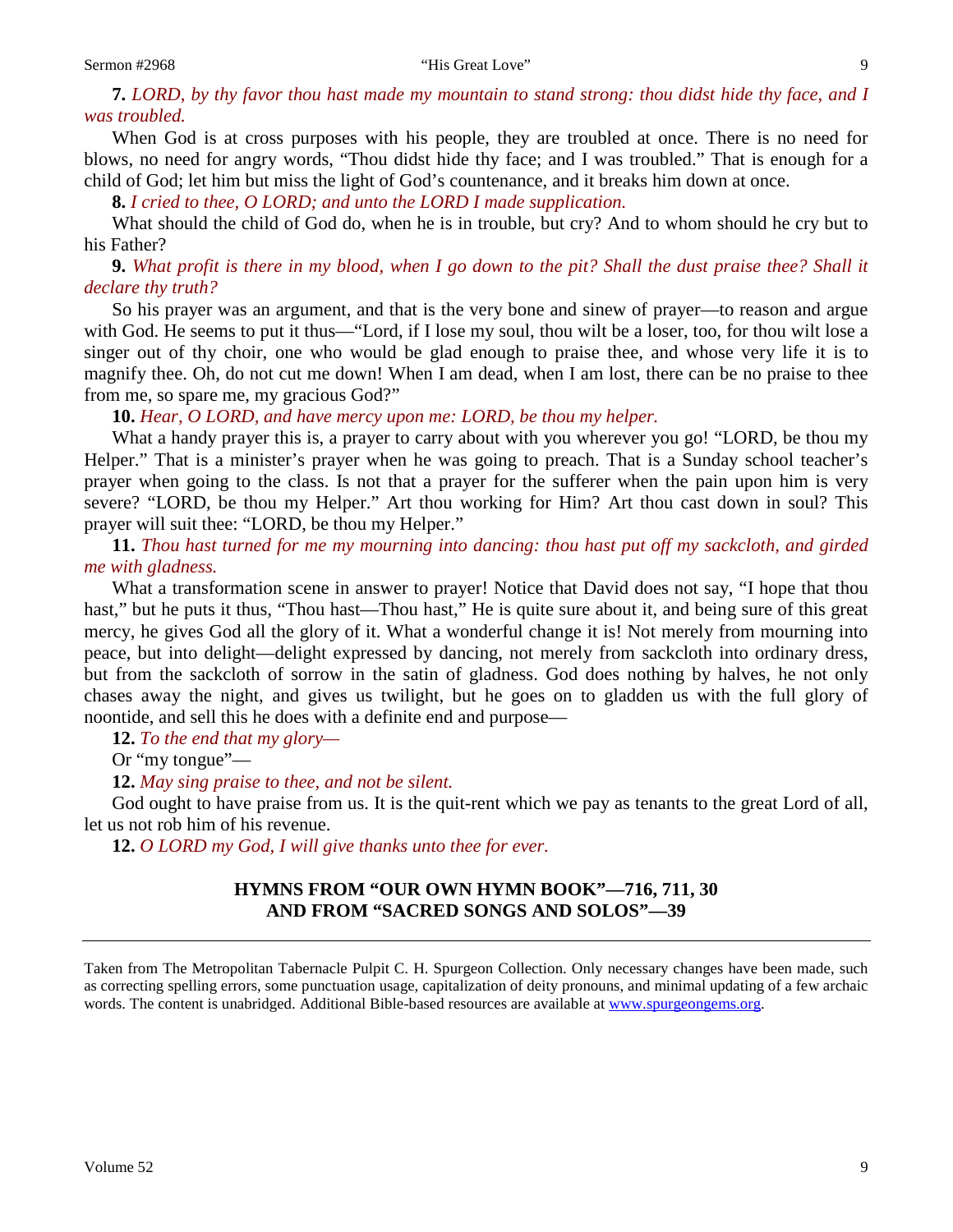**7.** *LORD, by thy favor thou hast made my mountain to stand strong: thou didst hide thy face, and I was troubled.*

When God is at cross purposes with his people, they are troubled at once. There is no need for blows, no need for angry words, "Thou didst hide thy face; and I was troubled." That is enough for a child of God; let him but miss the light of God's countenance, and it breaks him down at once.

**8.** *I cried to thee, O LORD; and unto the LORD I made supplication.*

What should the child of God do, when he is in trouble, but cry? And to whom should he cry but to his Father?

**9.** *What profit is there in my blood, when I go down to the pit? Shall the dust praise thee? Shall it declare thy truth?*

So his prayer was an argument, and that is the very bone and sinew of prayer—to reason and argue with God. He seems to put it thus—"Lord, if I lose my soul, thou wilt be a loser, too, for thou wilt lose a singer out of thy choir, one who would be glad enough to praise thee, and whose very life it is to magnify thee. Oh, do not cut me down! When I am dead, when I am lost, there can be no praise to thee from me, so spare me, my gracious God?"

**10.** *Hear, O LORD, and have mercy upon me: LORD, be thou my helper.*

What a handy prayer this is, a prayer to carry about with you wherever you go! "LORD, be thou my Helper." That is a minister's prayer when he was going to preach. That is a Sunday school teacher's prayer when going to the class. Is not that a prayer for the sufferer when the pain upon him is very severe? "LORD, be thou my Helper." Art thou working for Him? Art thou cast down in soul? This prayer will suit thee: "LORD, be thou my Helper."

**11.** *Thou hast turned for me my mourning into dancing: thou hast put off my sackcloth, and girded me with gladness.*

What a transformation scene in answer to prayer! Notice that David does not say, "I hope that thou hast," but he puts it thus, "Thou hast—Thou hast," He is quite sure about it, and being sure of this great mercy, he gives God all the glory of it. What a wonderful change it is! Not merely from mourning into peace, but into delight—delight expressed by dancing, not merely from sackcloth into ordinary dress, but from the sackcloth of sorrow in the satin of gladness. God does nothing by halves, he not only chases away the night, and gives us twilight, but he goes on to gladden us with the full glory of noontide, and sell this he does with a definite end and purpose—

**12.** *To the end that my glory—*

Or "my tongue"—

**12.** *May sing praise to thee, and not be silent.*

God ought to have praise from us. It is the quit-rent which we pay as tenants to the great Lord of all, let us not rob him of his revenue.

**12.** *O LORD my God, I will give thanks unto thee for ever.*

## HYMNS FROM "OUR OWN HYMN BOOK"—716, 711, 30
## AND FROM "SACRED SONGS AND SOLOS"—39

---

Taken from The Metropolitan Tabernacle Pulpit C. H. Spurgeon Collection. Only necessary changes have been made, such as correcting spelling errors, some punctuation usage, capitalization of deity pronouns, and minimal updating of a few archaic words. The content is unabridged. Additional Bible-based resources are available at www.spurgeongems.org.